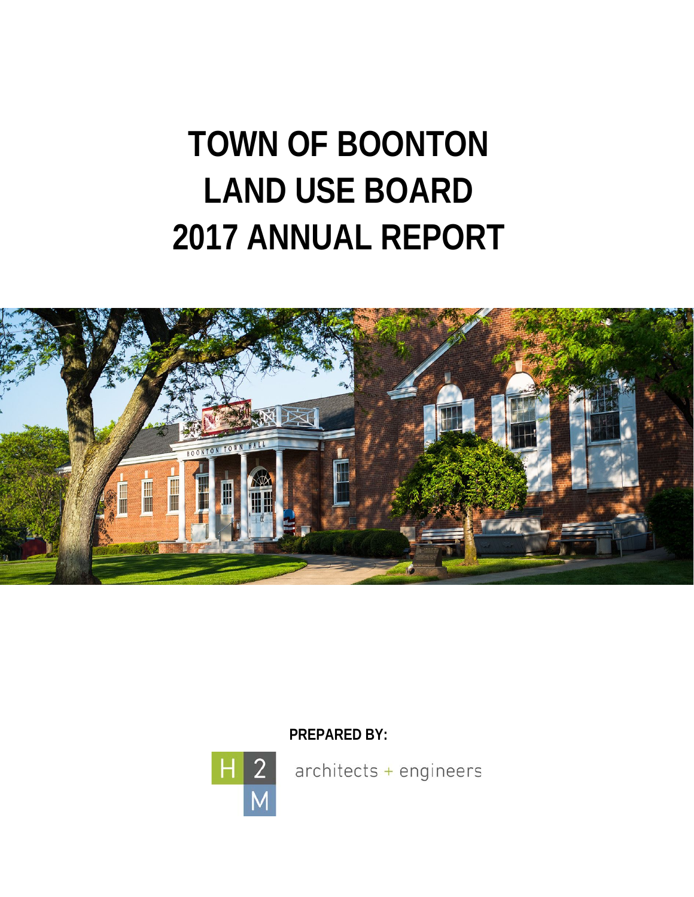# TOWN OF BOONTON
# LAND USE BOARD
# 2017 ANNUAL REPORT

**PREPARED BY:**

H2M architects + engineers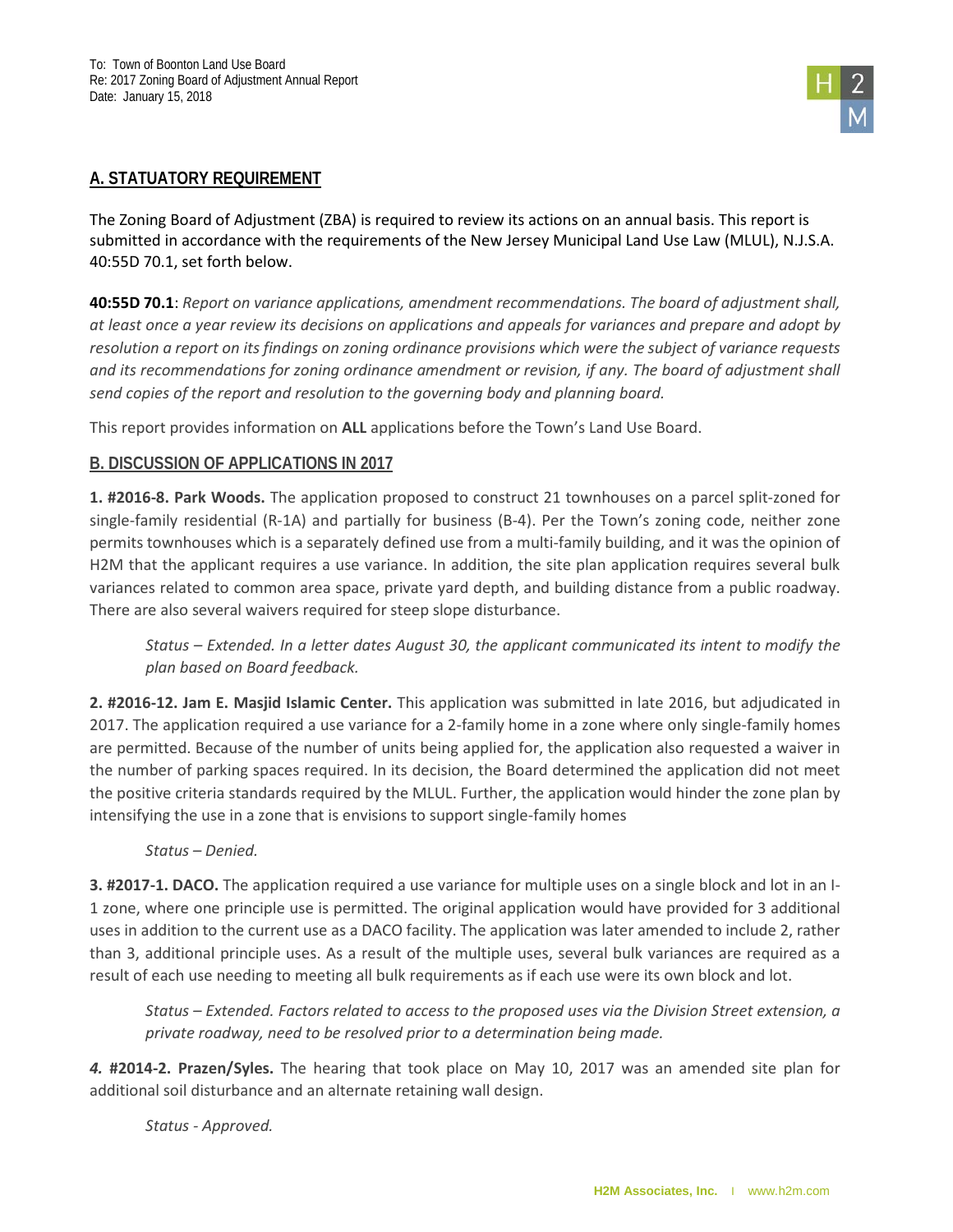To: Town of Boonton Land Use Board
Re: 2017 Zoning Board of Adjustment Annual Report
Date: January 15, 2018

## A. STATUATORY REQUIREMENT

The Zoning Board of Adjustment (ZBA) is required to review its actions on an annual basis. This report is submitted in accordance with the requirements of the New Jersey Municipal Land Use Law (MLUL), N.J.S.A. 40:55D 70.1, set forth below.

**40:55D 70.1**: *Report on variance applications, amendment recommendations. The board of adjustment shall, at least once a year review its decisions on applications and appeals for variances and prepare and adopt by resolution a report on its findings on zoning ordinance provisions which were the subject of variance requests and its recommendations for zoning ordinance amendment or revision, if any. The board of adjustment shall send copies of the report and resolution to the governing body and planning board.*

This report provides information on **ALL** applications before the Town's Land Use Board.

## B. DISCUSSION OF APPLICATIONS IN 2017

**1. #2016-8. Park Woods.** The application proposed to construct 21 townhouses on a parcel split-zoned for single-family residential (R-1A) and partially for business (B-4). Per the Town's zoning code, neither zone permits townhouses which is a separately defined use from a multi-family building, and it was the opinion of H2M that the applicant requires a use variance. In addition, the site plan application requires several bulk variances related to common area space, private yard depth, and building distance from a public roadway. There are also several waivers required for steep slope disturbance.

> *Status – Extended. In a letter dates August 30, the applicant communicated its intent to modify the plan based on Board feedback.*

**2. #2016-12. Jam E. Masjid Islamic Center.** This application was submitted in late 2016, but adjudicated in 2017. The application required a use variance for a 2-family home in a zone where only single-family homes are permitted. Because of the number of units being applied for, the application also requested a waiver in the number of parking spaces required. In its decision, the Board determined the application did not meet the positive criteria standards required by the MLUL. Further, the application would hinder the zone plan by intensifying the use in a zone that is envisions to support single-family homes

> *Status – Denied.*

**3. #2017-1. DACO.** The application required a use variance for multiple uses on a single block and lot in an I-1 zone, where one principle use is permitted. The original application would have provided for 3 additional uses in addition to the current use as a DACO facility. The application was later amended to include 2, rather than 3, additional principle uses. As a result of the multiple uses, several bulk variances are required as a result of each use needing to meeting all bulk requirements as if each use were its own block and lot.

> *Status – Extended. Factors related to access to the proposed uses via the Division Street extension, a private roadway, need to be resolved prior to a determination being made.*

***4.* #2014-2. Prazen/Syles.** The hearing that took place on May 10, 2017 was an amended site plan for additional soil disturbance and an alternate retaining wall design.

> *Status - Approved.*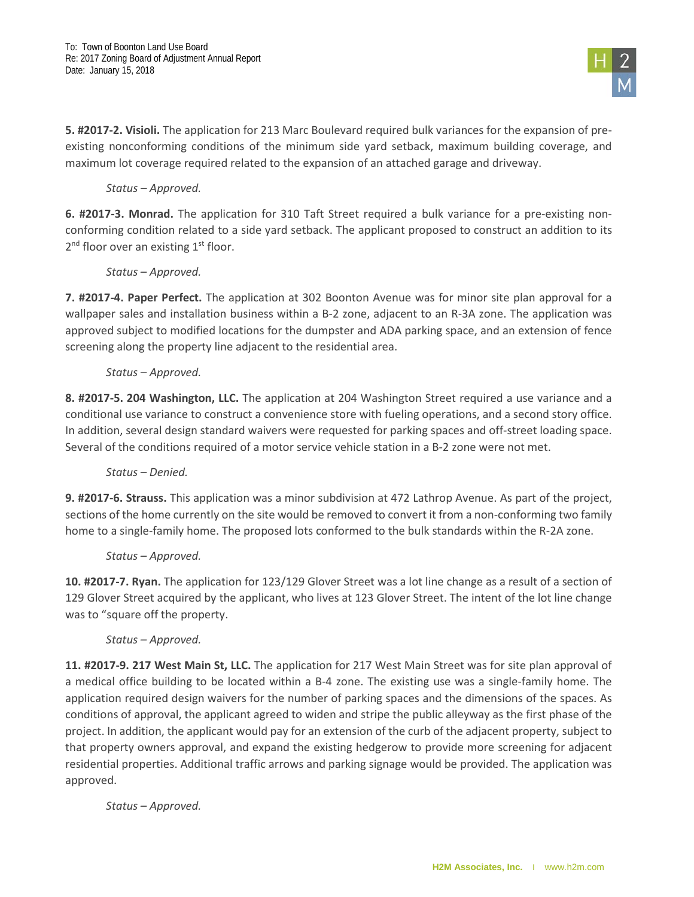**5. #2017-2. Visioli.** The application for 213 Marc Boulevard required bulk variances for the expansion of pre-existing nonconforming conditions of the minimum side yard setback, maximum building coverage, and maximum lot coverage required related to the expansion of an attached garage and driveway.

*Status – Approved.*

**6. #2017-3. Monrad.** The application for 310 Taft Street required a bulk variance for a pre-existing non-conforming condition related to a side yard setback. The applicant proposed to construct an addition to its 2nd floor over an existing 1st floor.

*Status – Approved.*

**7. #2017-4. Paper Perfect.** The application at 302 Boonton Avenue was for minor site plan approval for a wallpaper sales and installation business within a B-2 zone, adjacent to an R-3A zone. The application was approved subject to modified locations for the dumpster and ADA parking space, and an extension of fence screening along the property line adjacent to the residential area.

*Status – Approved.*

**8. #2017-5. 204 Washington, LLC.** The application at 204 Washington Street required a use variance and a conditional use variance to construct a convenience store with fueling operations, and a second story office. In addition, several design standard waivers were requested for parking spaces and off-street loading space. Several of the conditions required of a motor service vehicle station in a B-2 zone were not met.

*Status – Denied.*

**9. #2017-6. Strauss.** This application was a minor subdivision at 472 Lathrop Avenue. As part of the project, sections of the home currently on the site would be removed to convert it from a non-conforming two family home to a single-family home. The proposed lots conformed to the bulk standards within the R-2A zone.

*Status – Approved.*

**10. #2017-7. Ryan.** The application for 123/129 Glover Street was a lot line change as a result of a section of 129 Glover Street acquired by the applicant, who lives at 123 Glover Street. The intent of the lot line change was to "square off the property.

*Status – Approved.*

**11. #2017-9. 217 West Main St, LLC.** The application for 217 West Main Street was for site plan approval of a medical office building to be located within a B-4 zone. The existing use was a single-family home. The application required design waivers for the number of parking spaces and the dimensions of the spaces. As conditions of approval, the applicant agreed to widen and stripe the public alleyway as the first phase of the project. In addition, the applicant would pay for an extension of the curb of the adjacent property, subject to that property owners approval, and expand the existing hedgerow to provide more screening for adjacent residential properties. Additional traffic arrows and parking signage would be provided. The application was approved.

*Status – Approved.*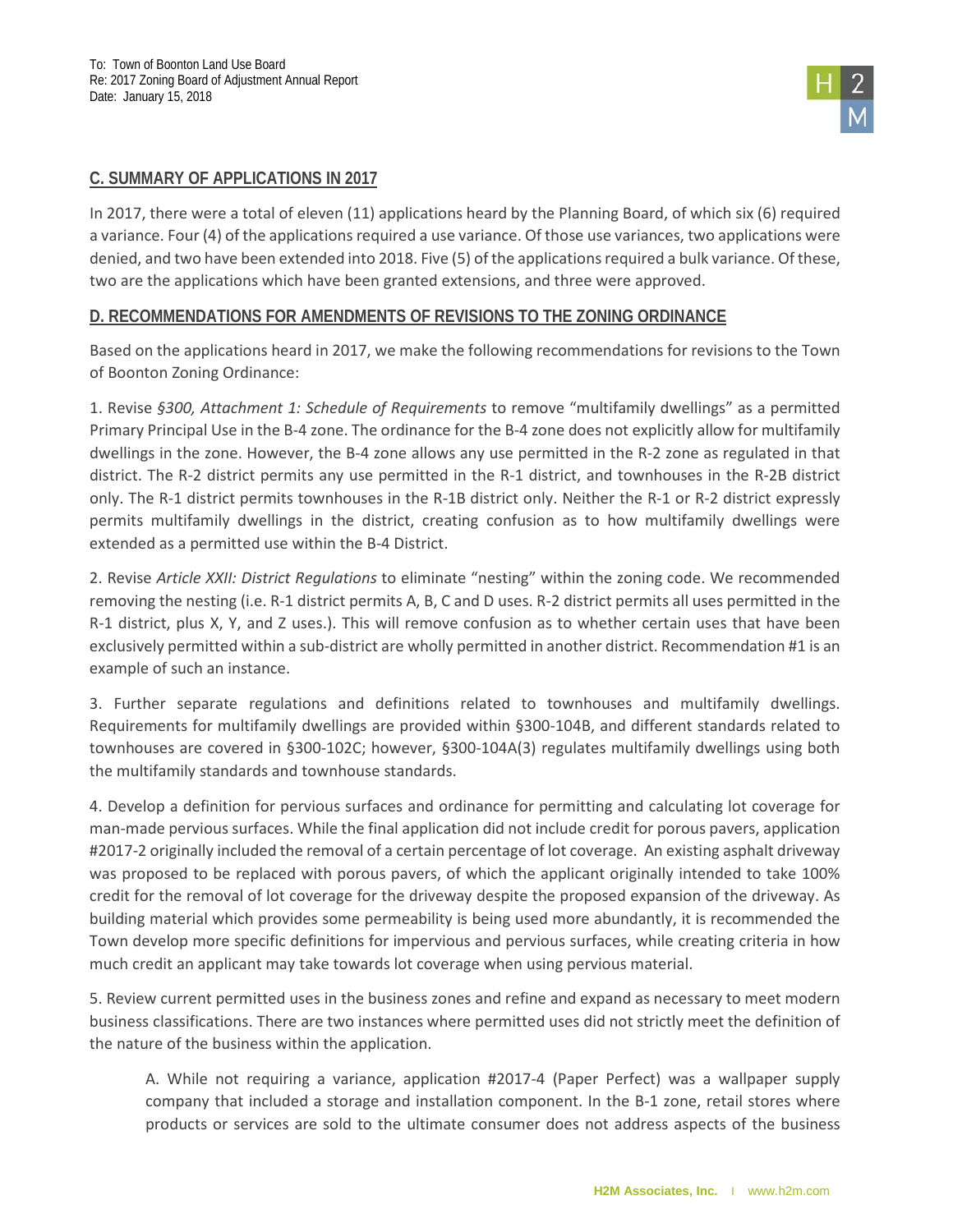## C. SUMMARY OF APPLICATIONS IN 2017

In 2017, there were a total of eleven (11) applications heard by the Planning Board, of which six (6) required a variance. Four (4) of the applications required a use variance. Of those use variances, two applications were denied, and two have been extended into 2018. Five (5) of the applications required a bulk variance. Of these, two are the applications which have been granted extensions, and three were approved.

## D. RECOMMENDATIONS FOR AMENDMENTS OF REVISIONS TO THE ZONING ORDINANCE

Based on the applications heard in 2017, we make the following recommendations for revisions to the Town of Boonton Zoning Ordinance:

1. Revise *§300, Attachment 1: Schedule of Requirements* to remove "multifamily dwellings" as a permitted Primary Principal Use in the B-4 zone. The ordinance for the B-4 zone does not explicitly allow for multifamily dwellings in the zone. However, the B-4 zone allows any use permitted in the R-2 zone as regulated in that district. The R-2 district permits any use permitted in the R-1 district, and townhouses in the R-2B district only. The R-1 district permits townhouses in the R-1B district only. Neither the R-1 or R-2 district expressly permits multifamily dwellings in the district, creating confusion as to how multifamily dwellings were extended as a permitted use within the B-4 District.

2. Revise *Article XXII: District Regulations* to eliminate "nesting" within the zoning code. We recommended removing the nesting (i.e. R-1 district permits A, B, C and D uses. R-2 district permits all uses permitted in the R-1 district, plus X, Y, and Z uses.). This will remove confusion as to whether certain uses that have been exclusively permitted within a sub-district are wholly permitted in another district. Recommendation #1 is an example of such an instance.

3. Further separate regulations and definitions related to townhouses and multifamily dwellings. Requirements for multifamily dwellings are provided within §300-104B, and different standards related to townhouses are covered in §300-102C; however, §300-104A(3) regulates multifamily dwellings using both the multifamily standards and townhouse standards.

4. Develop a definition for pervious surfaces and ordinance for permitting and calculating lot coverage for man-made pervious surfaces. While the final application did not include credit for porous pavers, application #2017-2 originally included the removal of a certain percentage of lot coverage. An existing asphalt driveway was proposed to be replaced with porous pavers, of which the applicant originally intended to take 100% credit for the removal of lot coverage for the driveway despite the proposed expansion of the driveway. As building material which provides some permeability is being used more abundantly, it is recommended the Town develop more specific definitions for impervious and pervious surfaces, while creating criteria in how much credit an applicant may take towards lot coverage when using pervious material.

5. Review current permitted uses in the business zones and refine and expand as necessary to meet modern business classifications. There are two instances where permitted uses did not strictly meet the definition of the nature of the business within the application.

   A. While not requiring a variance, application #2017-4 (Paper Perfect) was a wallpaper supply company that included a storage and installation component. In the B-1 zone, retail stores where products or services are sold to the ultimate consumer does not address aspects of the business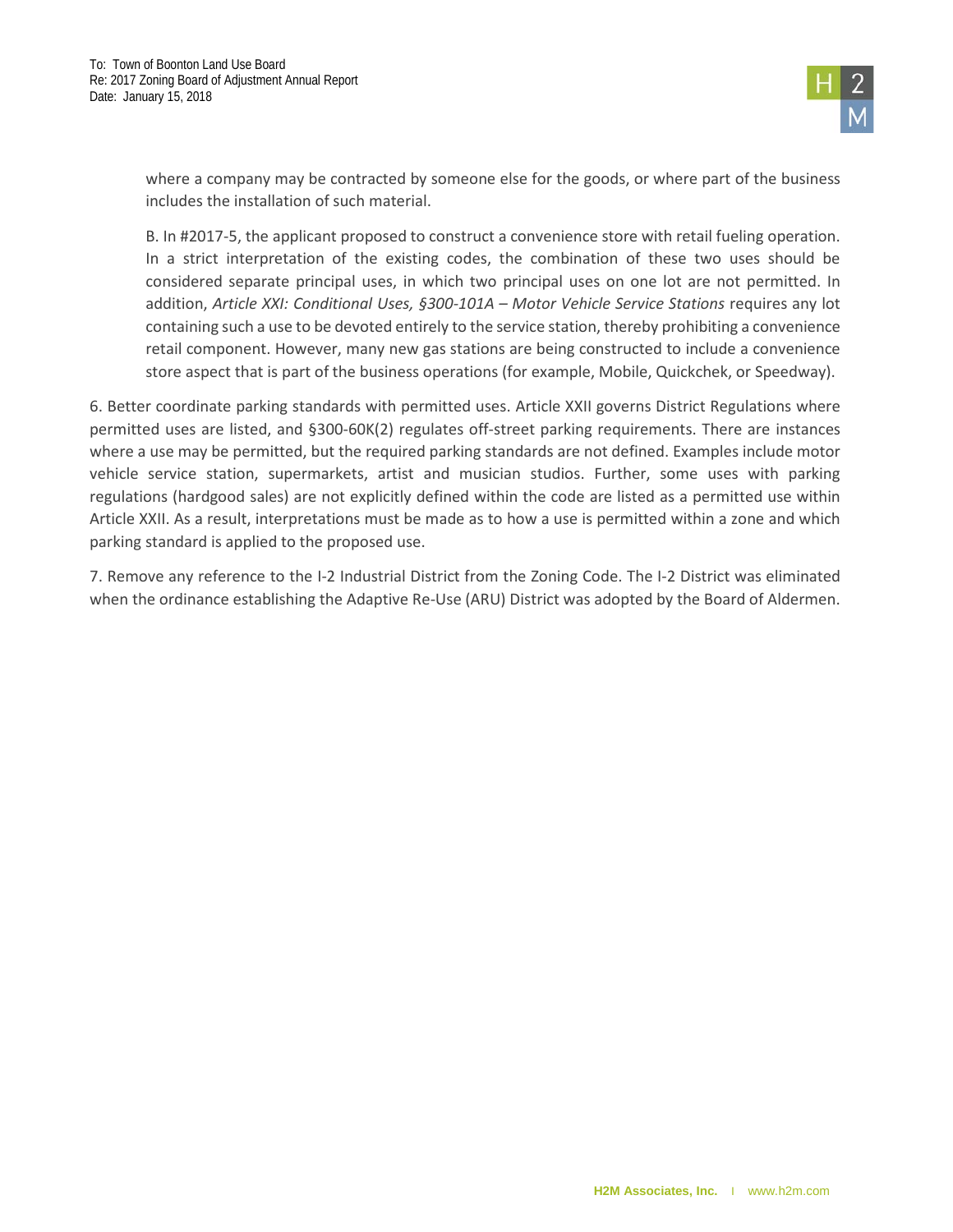where a company may be contracted by someone else for the goods, or where part of the business includes the installation of such material.

B. In #2017-5, the applicant proposed to construct a convenience store with retail fueling operation. In a strict interpretation of the existing codes, the combination of these two uses should be considered separate principal uses, in which two principal uses on one lot are not permitted. In addition, *Article XXI: Conditional Uses, §300-101A – Motor Vehicle Service Stations* requires any lot containing such a use to be devoted entirely to the service station, thereby prohibiting a convenience retail component. However, many new gas stations are being constructed to include a convenience store aspect that is part of the business operations (for example, Mobile, Quickchek, or Speedway).

6. Better coordinate parking standards with permitted uses. Article XXII governs District Regulations where permitted uses are listed, and §300-60K(2) regulates off-street parking requirements. There are instances where a use may be permitted, but the required parking standards are not defined. Examples include motor vehicle service station, supermarkets, artist and musician studios. Further, some uses with parking regulations (hardgood sales) are not explicitly defined within the code are listed as a permitted use within Article XXII. As a result, interpretations must be made as to how a use is permitted within a zone and which parking standard is applied to the proposed use.

7. Remove any reference to the I-2 Industrial District from the Zoning Code. The I-2 District was eliminated when the ordinance establishing the Adaptive Re-Use (ARU) District was adopted by the Board of Aldermen.